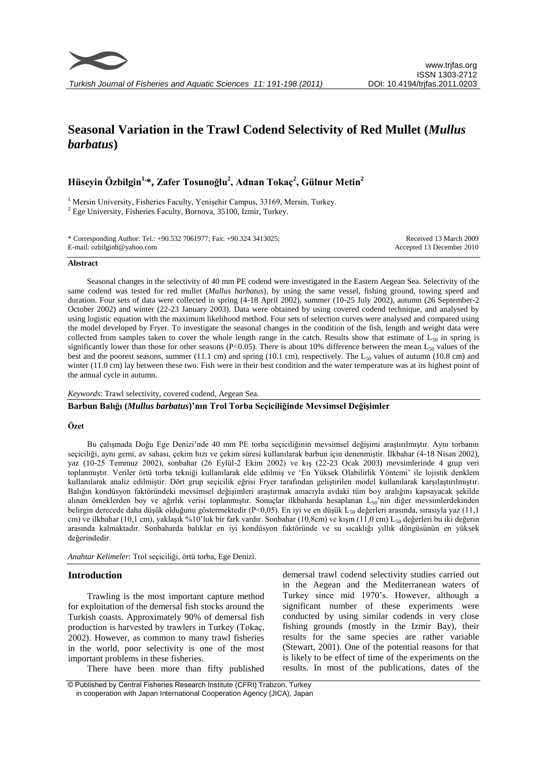# Seasonal Variation in the Trawl Codend Selectivity of Red Mullet (*Mullus barbatus*)

## Hüseyin Özbilgin[1,*], Zafer Tosunoğlu[2], Adnan Tokaç[2], Gülnur Metin[2]

[1] Mersin University, Fisheries Faculty, Yenişehir Campus, 33169, Mersin, Turkey.
[2] Ege University, Fisheries Faculty, Bornova, 35100, Izmir, Turkey.

\* Corresponding Author: Tel.: +90.532 7061977; Fax: +90.324 3413025;
E-mail: ozbilginh@yahoo.com

Received 13 March 2009
Accepted 13 December 2010

### Abstract

Seasonal changes in the selectivity of 40 mm PE codend were investigated in the Eastern Aegean Sea. Selectivity of the same codend was tested for red mullet (*Mullus barbatus*), by using the same vessel, fishing ground, towing speed and duration. Four sets of data were collected in spring (4-18 April 2002), summer (10-25 July 2002), autumn (26 September-2 October 2002) and winter (22-23 January 2003). Data were obtained by using covered codend technique, and analysed by using logistic equation with the maximum likelihood method. Four sets of selection curves were analysed and compared using the model developed by Fryer. To investigate the seasonal changes in the condition of the fish, length and weight data were collected from samples taken to cover the whole length range in the catch. Results show that estimate of $L_{50}$ in spring is significantly lower than those for other seasons ($P<0.05$). There is about 10% difference between the mean $L_{50}$ values of the best and the poorest seasons, summer (11.1 cm) and spring (10.1 cm), respectively. The $L_{50}$ values of autumn (10.8 cm) and winter (11.0 cm) lay between these two. Fish were in their best condition and the water temperature was at its highest point of the annual cycle in autumn.

*Keywords*: Trawl selectivity, covered codend, Aegean Sea.

### Barbun Balığı (*Mullus barbatus*)'nın Trol Torba Seçiciliğinde Mevsimsel Değişimler

#### Özet

Bu çalışmada Doğu Ege Denizi'nde 40 mm PE torba seçiciliğinin mevsimsel değişimi araştırılmıştır. Aynı torbanın seçiciliği, aynı gemi, av sahası, çekim hızı ve çekim süresi kullanılarak barbun için denenmiştir. İlkbahar (4-18 Nisan 2002), yaz (10-25 Temmuz 2002), sonbahar (26 Eylül-2 Ekim 2002) ve kış (22-23 Ocak 2003) mevsimlerinde 4 grup veri toplanmıştır. Veriler örtü torba tekniği kullanılarak elde edilmiş ve 'En Yüksek Olabilirlik Yöntemi' ile lojistik denklem kullanılarak analiz edilmiştir. Dört grup seçicilik eğrisi Fryer tarafından geliştirilen model kullanılarak karşılaştırılmıştır. Balığın kondüsyon faktöründeki mevsimsel değişimleri araştırmak amacıyla avdaki tüm boy aralığını kapsayacak şekilde alınan örneklerden boy ve ağırlık verisi toplanmıştır. Sonuçlar ilkbaharda hesaplanan $L_{50}$'nin diğer mevsimlerdekinden belirgin derecede daha düşük olduğunu göstermektedir ($P<0,05$). En iyi ve en düşük $L_{50}$ değerleri arasında, sırasıyla yaz (11,1 cm) ve ilkbahar (10,1 cm), yaklaşık %10'luk bir fark vardır. Sonbahar (10,8cm) ve kışın (11,0 cm) $L_{50}$ değerleri bu iki değerin arasında kalmaktadır. Sonbaharda balıklar en iyi kondüsyon faktöründe ve su sıcaklığı yıllık döngüsünün en yüksek değerindedir.

*Anahtar Kelimeler*: Trol seçiciliği, örtü torba, Ege Denizi.

## Introduction

Trawling is the most important capture method for exploitation of the demersal fish stocks around the Turkish coasts. Approximately 90% of demersal fish production is harvested by trawlers in Turkey (Tokaç, 2002). However, as common to many trawl fisheries in the world, poor selectivity is one of the most important problems in these fisheries.

There have been more than fifty published demersal trawl codend selectivity studies carried out in the Aegean and the Mediterranean waters of Turkey since mid 1970's. However, although a significant number of these experiments were conducted by using similar codends in very close fishing grounds (mostly in the Izmir Bay), their results for the same species are rather variable (Stewart, 2001). One of the potential reasons for that is likely to be effect of time of the experiments on the results. In most of the publications, dates of the

© Published by Central Fisheries Research Institute (CFRI) Trabzon, Turkey in cooperation with Japan International Cooperation Agency (JICA), Japan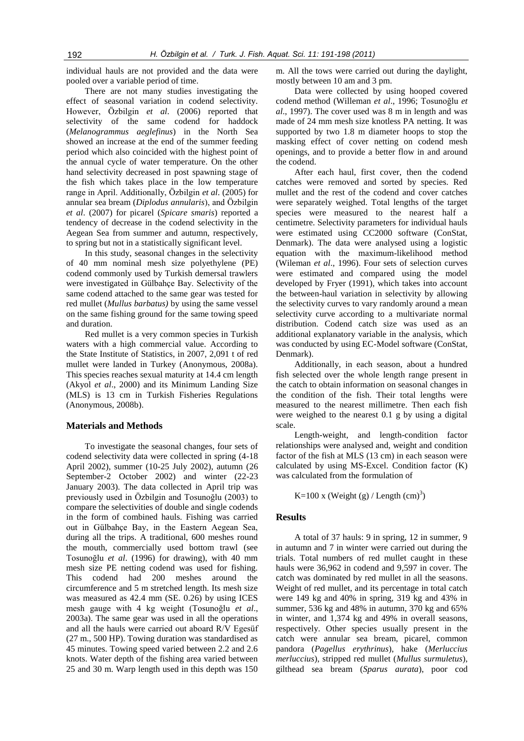individual hauls are not provided and the data were pooled over a variable period of time.

There are not many studies investigating the effect of seasonal variation in codend selectivity. However, Özbilgin *et al*. (2006) reported that selectivity of the same codend for haddock (*Melanogrammus aeglefinus*) in the North Sea showed an increase at the end of the summer feeding period which also coincided with the highest point of the annual cycle of water temperature. On the other hand selectivity decreased in post spawning stage of the fish which takes place in the low temperature range in April. Additionally, Özbilgin *et al*. (2005) for annular sea bream (*Diplodus annularis*), and Özbilgin *et al*. (2007) for picarel (*Spicare smaris*) reported a tendency of decrease in the codend selectivity in the Aegean Sea from summer and autumn, respectively, to spring but not in a statistically significant level.

In this study, seasonal changes in the selectivity of 40 mm nominal mesh size polyethylene (PE) codend commonly used by Turkish demersal trawlers were investigated in Gülbahçe Bay. Selectivity of the same codend attached to the same gear was tested for red mullet (*Mullus barbatus)* by using the same vessel on the same fishing ground for the same towing speed and duration.

Red mullet is a very common species in Turkish waters with a high commercial value. According to the State Institute of Statistics, in 2007, 2,091 t of red mullet were landed in Turkey (Anonymous, 2008a). This species reaches sexual maturity at 14.4 cm length (Akyol *et al*., 2000) and its Minimum Landing Size (MLS) is 13 cm in Turkish Fisheries Regulations (Anonymous, 2008b).

## Materials and Methods

To investigate the seasonal changes, four sets of codend selectivity data were collected in spring (4-18 April 2002), summer (10-25 July 2002), autumn (26 September-2 October 2002) and winter (22-23 January 2003). The data collected in April trip was previously used in Özbilgin and Tosunoğlu (2003) to compare the selectivities of double and single codends in the form of combined hauls. Fishing was carried out in Gülbahçe Bay, in the Eastern Aegean Sea, during all the trips. A traditional, 600 meshes round the mouth, commercially used bottom trawl (see Tosunoğlu *et al*. (1996) for drawing), with 40 mm mesh size PE netting codend was used for fishing. This codend had 200 meshes around the circumference and 5 m stretched length. Its mesh size was measured as 42.4 mm (SE. 0.26) by using ICES mesh gauge with 4 kg weight (Tosunoğlu *et al*., 2003a). The same gear was used in all the operations and all the hauls were carried out aboard R/V Egesüf (27 m., 500 HP). Towing duration was standardised as 45 minutes. Towing speed varied between 2.2 and 2.6 knots. Water depth of the fishing area varied between 25 and 30 m. Warp length used in this depth was 150 m. All the tows were carried out during the daylight, mostly between 10 am and 3 pm.

Data were collected by using hooped covered codend method (Willeman *et al*., 1996; Tosunoğlu *et al*., 1997). The cover used was 8 m in length and was made of 24 mm mesh size knotless PA netting. It was supported by two 1.8 m diameter hoops to stop the masking effect of cover netting on codend mesh openings, and to provide a better flow in and around the codend.

After each haul, first cover, then the codend catches were removed and sorted by species. Red mullet and the rest of the codend and cover catches were separately weighed. Total lengths of the target species were measured to the nearest half a centimetre. Selectivity parameters for individual hauls were estimated using CC2000 software (ConStat, Denmark). The data were analysed using a logistic equation with the maximum-likelihood method (Wileman *et al*., 1996). Four sets of selection curves were estimated and compared using the model developed by Fryer (1991), which takes into account the between-haul variation in selectivity by allowing the selectivity curves to vary randomly around a mean selectivity curve according to a multivariate normal distribution. Codend catch size was used as an additional explanatory variable in the analysis, which was conducted by using EC-Model software (ConStat, Denmark).

Additionally, in each season, about a hundred fish selected over the whole length range present in the catch to obtain information on seasonal changes in the condition of the fish. Their total lengths were measured to the nearest millimetre. Then each fish were weighed to the nearest 0.1 g by using a digital scale.

Length-weight, and length-condition factor relationships were analysed and, weight and condition factor of the fish at MLS (13 cm) in each season were calculated by using MS-Excel. Condition factor (K) was calculated from the formulation of

$$K = 100 \times (\text{Weight (g)} / \text{Length (cm)}^3)$$

## Results

A total of 37 hauls: 9 in spring, 12 in summer, 9 in autumn and 7 in winter were carried out during the trials. Total numbers of red mullet caught in these hauls were 36,962 in codend and 9,597 in cover. The catch was dominated by red mullet in all the seasons. Weight of red mullet, and its percentage in total catch were 149 kg and 40% in spring, 319 kg and 43% in summer, 536 kg and 48% in autumn, 370 kg and 65% in winter, and 1,374 kg and 49% in overall seasons, respectively. Other species usually present in the catch were annular sea bream, picarel, common pandora (*Pagellus erythrinus*), hake (*Merluccius merluccius*), stripped red mullet (*Mullus surmuletus*), gilthead sea bream (*Sparus aurata*), poor cod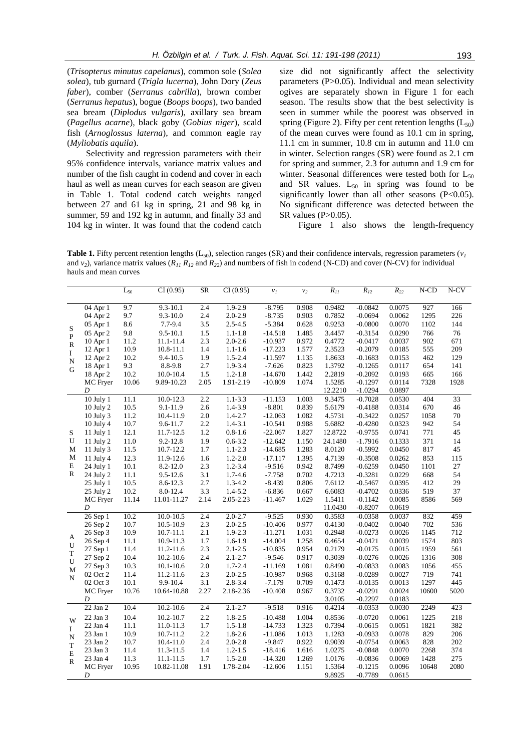(*Trisopterus minutus capelanus*), common sole (*Solea solea*), tub gurnard (*Trigla lucerna*), John Dory (*Zeus faber*), comber (*Serranus cabrilla*), brown comber (*Serranus hepatus*), bogue (*Boops boops*), two banded sea bream (*Diplodus vulgaris*), axillary sea bream (*Pagellus acarne*), black goby (*Gobius niger*), scald fish (*Arnoglossus laterna*), and common eagle ray (*Myliobatis aquila*).

Selectivity and regression parameters with their 95% confidence intervals, variance matrix values and number of the fish caught in codend and cover in each haul as well as mean curves for each season are given in Table 1. Total codend catch weights ranged between 27 and 61 kg in spring, 21 and 98 kg in summer, 59 and 192 kg in autumn, and finally 33 and 104 kg in winter. It was found that the codend catch size did not significantly affect the selectivity parameters (P>0.05). Individual and mean selectivity ogives are separately shown in Figure 1 for each season. The results show that the best selectivity is seen in summer while the poorest was observed in spring (Figure 2). Fifty per cent retention lengths ($L_{50}$) of the mean curves were found as 10.1 cm in spring, 11.1 cm in summer, 10.8 cm in autumn and 11.0 cm in winter. Selection ranges (SR) were found as 2.1 cm for spring and summer, 2.3 for autumn and 1.9 cm for winter. Seasonal differences were tested both for $L_{50}$ and SR values. $L_{50}$ in spring was found to be significantly lower than all other seasons (P<0.05). No significant difference was detected between the SR values (P>0.05).

Figure 1 also shows the length-frequency

**Table 1.** Fifty percent retention lengths ($L_{50}$), selection ranges (SR) and their confidence intervals, regression parameters ($v_1$ and $v_2$), variance matrix values ($R_{11}$ $R_{12}$ and $R_{22}$) and numbers of fish in codend (N-CD) and cover (N-CV) for individual hauls and mean curves

| | | $L_{50}$ | CI (0.95) | SR | CI (0.95) | $v_1$ | $v_2$ | $R_{11}$ | $R_{12}$ | $R_{22}$ | N-CD | N-CV |
|---|---|---|---|---|---|---|---|---|---|---|---|---|
| SPRING | 04 Apr 1 | 9.7 | 9.3-10.1 | 2.4 | 1.9-2.9 | -8.795 | 0.908 | 0.9482 | -0.0842 | 0.0075 | 927 | 166 |
| | 04 Apr 2 | 9.7 | 9.3-10.0 | 2.4 | 2.0-2.9 | -8.735 | 0.903 | 0.7852 | -0.0694 | 0.0062 | 1295 | 226 |
| | 05 Apr 1 | 8.6 | 7.7-9.4 | 3.5 | 2.5-4.5 | -5.384 | 0.628 | 0.9253 | -0.0800 | 0.0070 | 1102 | 144 |
| | 05 Apr 2 | 9.8 | 9.5-10.1 | 1.5 | 1.1-1.8 | -14.518 | 1.485 | 3.4457 | -0.3154 | 0.0290 | 766 | 76 |
| | 10 Apr 1 | 11.2 | 11.1-11.4 | 2.3 | 2.0-2.6 | -10.937 | 0.972 | 0.4772 | -0.0417 | 0.0037 | 902 | 671 |
| | 12 Apr 1 | 10.9 | 10.8-11.1 | 1.4 | 1.1-1.6 | -17.223 | 1.577 | 2.3523 | -0.2079 | 0.0185 | 555 | 209 |
| | 12 Apr 2 | 10.2 | 9.4-10.5 | 1.9 | 1.5-2.4 | -11.597 | 1.135 | 1.8633 | -0.1683 | 0.0153 | 462 | 129 |
| | 18 Apr 1 | 9.3 | 8.8-9.8 | 2.7 | 1.9-3.4 | -7.626 | 0.823 | 1.3792 | -0.1265 | 0.0117 | 654 | 141 |
| | 18 Apr 2 | 10.2 | 10.0-10.4 | 1.5 | 1.2-1.8 | -14.670 | 1.442 | 2.2819 | -0.2092 | 0.0193 | 665 | 166 |
| | MC Fryer | 10.06 | 9.89-10.23 | 2.05 | 1.91-2.19 | -10.809 | 1.074 | 1.5285 | -0.1297 | 0.0114 | 7328 | 1928 |
| | *D* | | | | | | | 12.2210 | -1.0294 | 0.0897 | | |
| SUMMER | 10 July 1 | 11.1 | 10.0-12.3 | 2.2 | 1.1-3.3 | -11.153 | 1.003 | 9.3475 | -0.7028 | 0.0530 | 404 | 33 |
| | 10 July 2 | 10.5 | 9.1-11.9 | 2.6 | 1.4-3.9 | -8.801 | 0.839 | 5.6179 | -0.4188 | 0.0314 | 670 | 46 |
| | 10 July 3 | 11.2 | 10.4-11.9 | 2.0 | 1.4-2.7 | -12.063 | 1.082 | 4.5731 | -0.3422 | 0.0257 | 1058 | 70 |
| | 10 July 4 | 10.7 | 9.6-11.7 | 2.2 | 1.4-3.1 | -10.541 | 0.988 | 5.6882 | -0.4280 | 0.0323 | 942 | 54 |
| | 11 July 1 | 12.1 | 11.7-12.5 | 1.2 | 0.8-1.6 | -22.067 | 1.827 | 12.8722 | -0.9755 | 0.0741 | 771 | 45 |
| | 11 July 2 | 11.0 | 9.2-12.8 | 1.9 | 0.6-3.2 | -12.642 | 1.150 | 24.1480 | -1.7916 | 0.1333 | 371 | 14 |
| | 11 July 3 | 11.5 | 10.7-12.2 | 1.7 | 1.1-2.3 | -14.685 | 1.283 | 8.0120 | -0.5992 | 0.0450 | 817 | 45 |
| | 11 July 4 | 12.3 | 11.9-12.6 | 1.6 | 1.2-2.0 | -17.117 | 1.395 | 4.7139 | -0.3508 | 0.0262 | 853 | 115 |
| | 24 July 1 | 10.1 | 8.2-12.0 | 2.3 | 1.2-3.4 | -9.516 | 0.942 | 8.7499 | -0.6259 | 0.0450 | 1101 | 27 |
| | 24 July 2 | 11.1 | 9.5-12.6 | 3.1 | 1.7-4.6 | -7.758 | 0.702 | 4.7213 | -0.3281 | 0.0229 | 668 | 54 |
| | 25 July 1 | 10.5 | 8.6-12.3 | 2.7 | 1.3-4.2 | -8.439 | 0.806 | 7.6112 | -0.5467 | 0.0395 | 412 | 29 |
| | 25 July 2 | 10.2 | 8.0-12.4 | 3.3 | 1.4-5.2 | -6.836 | 0.667 | 6.6083 | -0.4702 | 0.0336 | 519 | 37 |
| | MC Fryer | 11.14 | 11.01-11.27 | 2.14 | 2.05-2.23 | -11.467 | 1.029 | 1.5411 | -0.1142 | 0.0085 | 8586 | 569 |
| | *D* | | | | | | | 11.0430 | -0.8207 | 0.0619 | | |
| AUTUMN | 26 Sep 1 | 10.2 | 10.0-10.5 | 2.4 | 2.0-2.7 | -9.525 | 0.930 | 0.3583 | -0.0358 | 0.0037 | 832 | 459 |
| | 26 Sep 2 | 10.7 | 10.5-10.9 | 2.3 | 2.0-2.5 | -10.406 | 0.977 | 0.4130 | -0.0402 | 0.0040 | 702 | 536 |
| | 26 Sep 3 | 10.9 | 10.7-11.1 | 2.1 | 1.9-2.3 | -11.271 | 1.031 | 0.2948 | -0.0273 | 0.0026 | 1145 | 712 |
| | 26 Sep 4 | 11.1 | 10.9-11.3 | 1.7 | 1.6-1.9 | -14.004 | 1.258 | 0.4654 | -0.0421 | 0.0039 | 1574 | 803 |
| | 27 Sep 1 | 11.4 | 11.2-11.6 | 2.3 | 2.1-2.5 | -10.835 | 0.954 | 0.2179 | -0.0175 | 0.0015 | 1959 | 561 |
| | 27 Sep 2 | 10.4 | 10.2-10.6 | 2.4 | 2.1-2.7 | -9.546 | 0.917 | 0.3039 | -0.0276 | 0.0026 | 1316 | 308 |
| | 27 Sep 3 | 10.3 | 10.1-10.6 | 2.0 | 1.7-2.4 | -11.169 | 1.081 | 0.8490 | -0.0833 | 0.0083 | 1056 | 455 |
| | 02 Oct 2 | 11.4 | 11.2-11.6 | 2.3 | 2.0-2.5 | -10.987 | 0.968 | 0.3168 | -0.0289 | 0.0027 | 719 | 741 |
| | 02 Oct 3 | 10.1 | 9.9-10.4 | 3.1 | 2.8-3.4 | -7.179 | 0.709 | 0.1473 | -0.0135 | 0.0013 | 1297 | 445 |
| | MC Fryer | 10.76 | 10.64-10.88 | 2.27 | 2.18-2.36 | -10.408 | 0.967 | 0.3732 | -0.0291 | 0.0024 | 10600 | 5020 |
| | *D* | | | | | | | 3.0105 | -0.2297 | 0.0183 | | |
| WINTER | 22 Jan 2 | 10.4 | 10.2-10.6 | 2.4 | 2.1-2.7 | -9.518 | 0.916 | 0.4214 | -0.0353 | 0.0030 | 2249 | 423 |
| | 22 Jan 3 | 10.4 | 10.2-10.7 | 2.2 | 1.8-2.5 | -10.488 | 1.004 | 0.8536 | -0.0720 | 0.0061 | 1225 | 218 |
| | 22 Jan 4 | 11.1 | 11.0-11.3 | 1.7 | 1.5-1.8 | -14.733 | 1.323 | 0.7394 | -0.0615 | 0.0051 | 1821 | 382 |
| | 23 Jan 1 | 10.9 | 10.7-11.2 | 2.2 | 1.8-2.6 | -11.086 | 1.013 | 1.1283 | -0.0933 | 0.0078 | 829 | 206 |
| | 23 Jan 2 | 10.7 | 10.4-11.0 | 2.4 | 2.0-2.8 | -9.847 | 0.922 | 0.9039 | -0.0754 | 0.0063 | 828 | 202 |
| | 23 Jan 3 | 11.4 | 11.3-11.5 | 1.4 | 1.2-1.5 | -18.416 | 1.616 | 1.0275 | -0.0848 | 0.0070 | 2268 | 374 |
| | 23 Jan 4 | 11.3 | 11.1-11.5 | 1.7 | 1.5-2.0 | -14.320 | 1.269 | 1.0176 | -0.0836 | 0.0069 | 1428 | 275 |
| | MC Fryer | 10.95 | 10.82-11.08 | 1.91 | 1.78-2.04 | -12.606 | 1.151 | 1.5364 | -0.1215 | 0.0096 | 10648 | 2080 |
| | *D* | | | | | | | 9.8925 | -0.7789 | 0.0615 | | |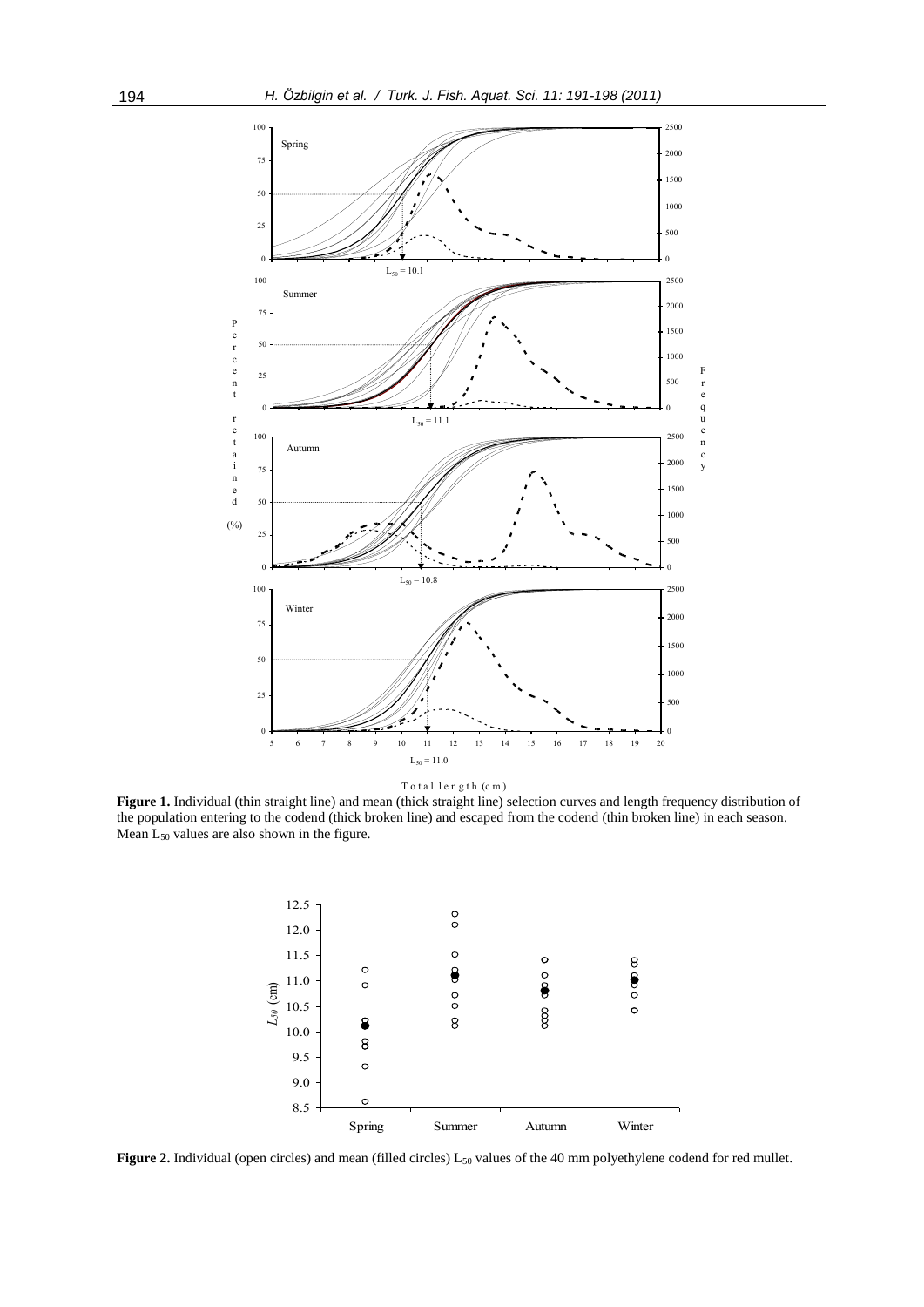Spring

$L_{50}$ = 10.1

Summer

$L_{50}$ = 11.1

Autumn

$L_{50}$ = 10.8

Winter

$L_{50}$ = 11.0

Percent retained (%)

Frequency

Total length (cm)

**Figure 1.** Individual (thin straight line) and mean (thick straight line) selection curves and length frequency distribution of the population entering to the codend (thick broken line) and escaped from the codend (thin broken line) in each season. Mean $L_{50}$ values are also shown in the figure.

$L_{50}$ (cm)

Spring

Summer

Autumn

Winter

**Figure 2.** Individual (open circles) and mean (filled circles) $L_{50}$ values of the 40 mm polyethylene codend for red mullet.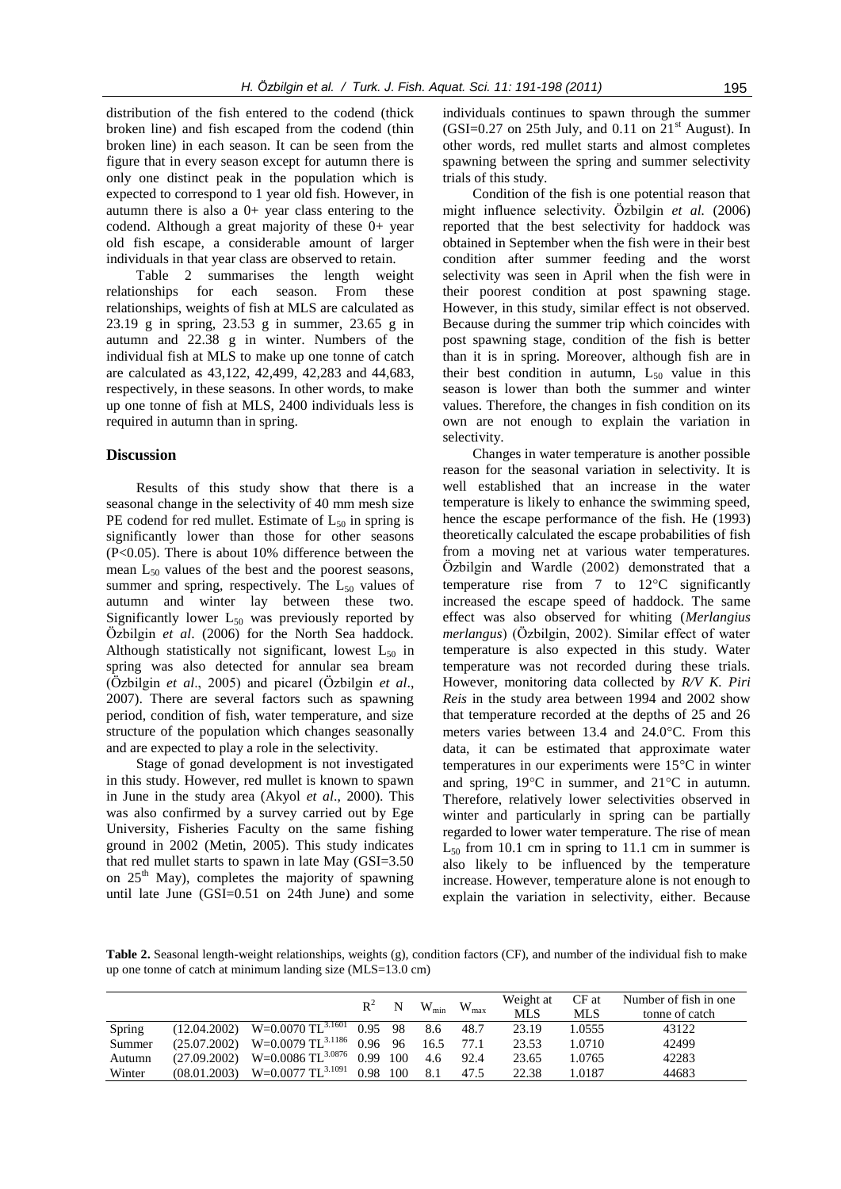distribution of the fish entered to the codend (thick broken line) and fish escaped from the codend (thin broken line) in each season. It can be seen from the figure that in every season except for autumn there is only one distinct peak in the population which is expected to correspond to 1 year old fish. However, in autumn there is also a 0+ year class entering to the codend. Although a great majority of these 0+ year old fish escape, a considerable amount of larger individuals in that year class are observed to retain.

Table 2 summarises the length weight relationships for each season. From these relationships, weights of fish at MLS are calculated as 23.19 g in spring, 23.53 g in summer, 23.65 g in autumn and 22.38 g in winter. Numbers of the individual fish at MLS to make up one tonne of catch are calculated as 43,122, 42,499, 42,283 and 44,683, respectively, in these seasons. In other words, to make up one tonne of fish at MLS, 2400 individuals less is required in autumn than in spring.

## Discussion

Results of this study show that there is a seasonal change in the selectivity of 40 mm mesh size PE codend for red mullet. Estimate of $L_{50}$ in spring is significantly lower than those for other seasons ($P<0.05$). There is about 10% difference between the mean $L_{50}$ values of the best and the poorest seasons, summer and spring, respectively. The $L_{50}$ values of autumn and winter lay between these two. Significantly lower $L_{50}$ was previously reported by Özbilgin *et al*. (2006) for the North Sea haddock. Although statistically not significant, lowest $L_{50}$ in spring was also detected for annular sea bream (Özbilgin *et al*., 2005) and picarel (Özbilgin *et al*., 2007). There are several factors such as spawning period, condition of fish, water temperature, and size structure of the population which changes seasonally and are expected to play a role in the selectivity.

Stage of gonad development is not investigated in this study. However, red mullet is known to spawn in June in the study area (Akyol *et al*., 2000). This was also confirmed by a survey carried out by Ege University, Fisheries Faculty on the same fishing ground in 2002 (Metin, 2005). This study indicates that red mullet starts to spawn in late May (GSI=3.50 on 25th May), completes the majority of spawning until late June (GSI=0.51 on 24th June) and some individuals continues to spawn through the summer (GSI=0.27 on 25th July, and 0.11 on 21st August). In other words, red mullet starts and almost completes spawning between the spring and summer selectivity trials of this study.

Condition of the fish is one potential reason that might influence selectivity. Özbilgin *et al.* (2006) reported that the best selectivity for haddock was obtained in September when the fish were in their best condition after summer feeding and the worst selectivity was seen in April when the fish were in their poorest condition at post spawning stage. However, in this study, similar effect is not observed. Because during the summer trip which coincides with post spawning stage, condition of the fish is better than it is in spring. Moreover, although fish are in their best condition in autumn, $L_{50}$ value in this season is lower than both the summer and winter values. Therefore, the changes in fish condition on its own are not enough to explain the variation in selectivity.

Changes in water temperature is another possible reason for the seasonal variation in selectivity. It is well established that an increase in the water temperature is likely to enhance the swimming speed, hence the escape performance of the fish. He (1993) theoretically calculated the escape probabilities of fish from a moving net at various water temperatures. Özbilgin and Wardle (2002) demonstrated that a temperature rise from 7 to 12°C significantly increased the escape speed of haddock. The same effect was also observed for whiting (*Merlangius merlangus*) (Özbilgin, 2002). Similar effect of water temperature is also expected in this study. Water temperature was not recorded during these trials. However, monitoring data collected by *R/V K. Piri Reis* in the study area between 1994 and 2002 show that temperature recorded at the depths of 25 and 26 meters varies between 13.4 and 24.0°C. From this data, it can be estimated that approximate water temperatures in our experiments were 15°C in winter and spring, 19°C in summer, and 21°C in autumn. Therefore, relatively lower selectivities observed in winter and particularly in spring can be partially regarded to lower water temperature. The rise of mean $L_{50}$ from 10.1 cm in spring to 11.1 cm in summer is also likely to be influenced by the temperature increase. However, temperature alone is not enough to explain the variation in selectivity, either. Because

**Table 2.** Seasonal length-weight relationships, weights (g), condition factors (CF), and number of the individual fish to make up one tonne of catch at minimum landing size (MLS=13.0 cm)

| | | | $R^2$ | N | $W_{min}$ | $W_{max}$ | Weight at MLS | CF at MLS | Number of fish in one tonne of catch |
|---|---|---|---|---|---|---|---|---|---|
| Spring | (12.04.2002) | $W=0.0070\ TL^{3.1601}$ | 0.95 | 98 | 8.6 | 48.7 | 23.19 | 1.0555 | 43122 |
| Summer | (25.07.2002) | $W=0.0079\ TL^{3.1186}$ | 0.96 | 96 | 16.5 | 77.1 | 23.53 | 1.0710 | 42499 |
| Autumn | (27.09.2002) | $W=0.0086\ TL^{3.0876}$ | 0.99 | 100 | 4.6 | 92.4 | 23.65 | 1.0765 | 42283 |
| Winter | (08.01.2003) | $W=0.0077\ TL^{3.1091}$ | 0.98 | 100 | 8.1 | 47.5 | 22.38 | 1.0187 | 44683 |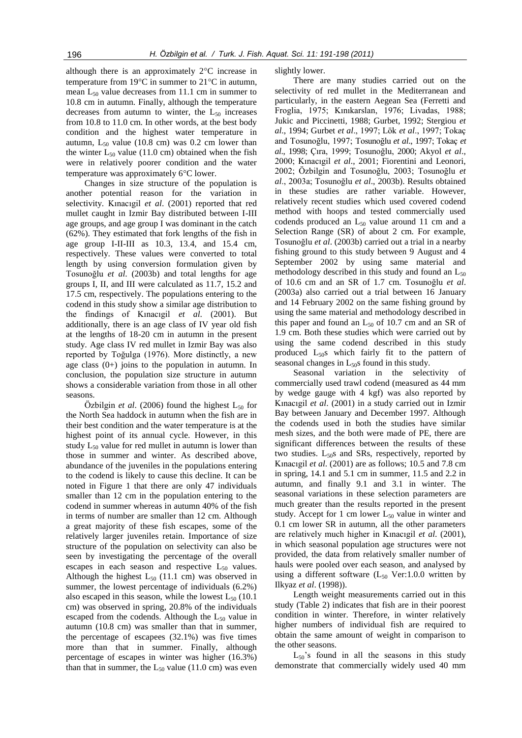although there is an approximately 2°C increase in temperature from 19°C in summer to 21°C in autumn, mean $L_{50}$ value decreases from 11.1 cm in summer to 10.8 cm in autumn. Finally, although the temperature decreases from autumn to winter, the $L_{50}$ increases from 10.8 to 11.0 cm. In other words, at the best body condition and the highest water temperature in autumn, $L_{50}$ value (10.8 cm) was 0.2 cm lower than the winter $L_{50}$ value (11.0 cm) obtained when the fish were in relatively poorer condition and the water temperature was approximately 6°C lower.

Changes in size structure of the population is another potential reason for the variation in selectivity. Kınacıgil *et al*. (2001) reported that red mullet caught in Izmir Bay distributed between I-III age groups, and age group I was dominant in the catch (62%). They estimated that fork lengths of the fish in age group I-II-III as 10.3, 13.4, and 15.4 cm, respectively. These values were converted to total length by using conversion formulation given by Tosunoğlu *et al.* (2003b) and total lengths for age groups I, II, and III were calculated as 11.7, 15.2 and 17.5 cm, respectively. The populations entering to the codend in this study show a similar age distribution to the findings of Kınacıgil *et al*. (2001). But additionally, there is an age class of IV year old fish at the lengths of 18-20 cm in autumn in the present study. Age class IV red mullet in Izmir Bay was also reported by Toğulga (1976). More distinctly, a new age class (0+) joins to the population in autumn. In conclusion, the population size structure in autumn shows a considerable variation from those in all other seasons.

Özbilgin *et al*. (2006) found the highest $L_{50}$ for the North Sea haddock in autumn when the fish are in their best condition and the water temperature is at the highest point of its annual cycle. However, in this study $L_{50}$ value for red mullet in autumn is lower than those in summer and winter. As described above, abundance of the juveniles in the populations entering to the codend is likely to cause this decline. It can be noted in Figure 1 that there are only 47 individuals smaller than 12 cm in the population entering to the codend in summer whereas in autumn 40% of the fish in terms of number are smaller than 12 cm. Although a great majority of these fish escapes, some of the relatively larger juveniles retain. Importance of size structure of the population on selectivity can also be seen by investigating the percentage of the overall escapes in each season and respective $L_{50}$ values. Although the highest $L_{50}$ (11.1 cm) was observed in summer, the lowest percentage of individuals (6.2%) also escaped in this season, while the lowest $L_{50}$ (10.1 cm) was observed in spring, 20.8% of the individuals escaped from the codends. Although the $L_{50}$ value in autumn (10.8 cm) was smaller than that in summer, the percentage of escapees (32.1%) was five times more than that in summer. Finally, although percentage of escapes in winter was higher (16.3%) than that in summer, the $L_{50}$ value (11.0 cm) was even slightly lower.

There are many studies carried out on the selectivity of red mullet in the Mediterranean and particularly, in the eastern Aegean Sea (Ferretti and Froglia, 1975; Kınıkarslan, 1976; Livadas, 1988; Jukic and Piccinetti, 1988; Gurbet, 1992; Stergiou *et al*., 1994; Gurbet *et al*., 1997; Lök *et al*., 1997; Tokaç and Tosunoğlu, 1997; Tosunoğlu *et al*., 1997; Tokaç *et al*., 1998; Çıra, 1999; Tosunoğlu, 2000; Akyol *et al*., 2000; Kınacıgil *et al*., 2001; Fiorentini and Leonori, 2002; Özbilgin and Tosunoğlu, 2003; Tosunoğlu *et al*., 2003a; Tosunoğlu *et al*., 2003b). Results obtained in these studies are rather variable. However, relatively recent studies which used covered codend method with hoops and tested commercially used codends produced an $L_{50}$ value around 11 cm and a Selection Range (SR) of about 2 cm. For example, Tosunoğlu *et al*. (2003b) carried out a trial in a nearby fishing ground to this study between 9 August and 4 September 2002 by using same material and methodology described in this study and found an $L_{50}$ of 10.6 cm and an SR of 1.7 cm. Tosunoğlu *et al*. (2003a) also carried out a trial between 16 January and 14 February 2002 on the same fishing ground by using the same material and methodology described in this paper and found an $L_{50}$ of 10.7 cm and an SR of 1.9 cm. Both these studies which were carried out by using the same codend described in this study produced $L_{50}$s which fairly fit to the pattern of seasonal changes in $L_{50}$s found in this study.

Seasonal variation in the selectivity of commercially used trawl codend (measured as 44 mm by wedge gauge with 4 kgf) was also reported by Kınacıgil *et al*. (2001) in a study carried out in Izmir Bay between January and December 1997. Although the codends used in both the studies have similar mesh sizes, and the both were made of PE, there are significant differences between the results of these two studies. $L_{50}$s and SRs, respectively, reported by Kınacıgil *et al.* (2001) are as follows; 10.5 and 7.8 cm in spring, 14.1 and 5.1 cm in summer, 11.5 and 2.2 in autumn, and finally 9.1 and 3.1 in winter. The seasonal variations in these selection parameters are much greater than the results reported in the present study. Accept for 1 cm lower $L_{50}$ value in winter and 0.1 cm lower SR in autumn, all the other parameters are relatively much higher in Kınacıgil *et al.* (2001), in which seasonal population age structures were not provided, the data from relatively smaller number of hauls were pooled over each season, and analysed by using a different software ($L_{50}$ Ver:1.0.0 written by Ilkyaz *et al*. (1998)).

Length weight measurements carried out in this study (Table 2) indicates that fish are in their poorest condition in winter. Therefore, in winter relatively higher numbers of individual fish are required to obtain the same amount of weight in comparison to the other seasons.

$L_{50}$'s found in all the seasons in this study demonstrate that commercially widely used 40 mm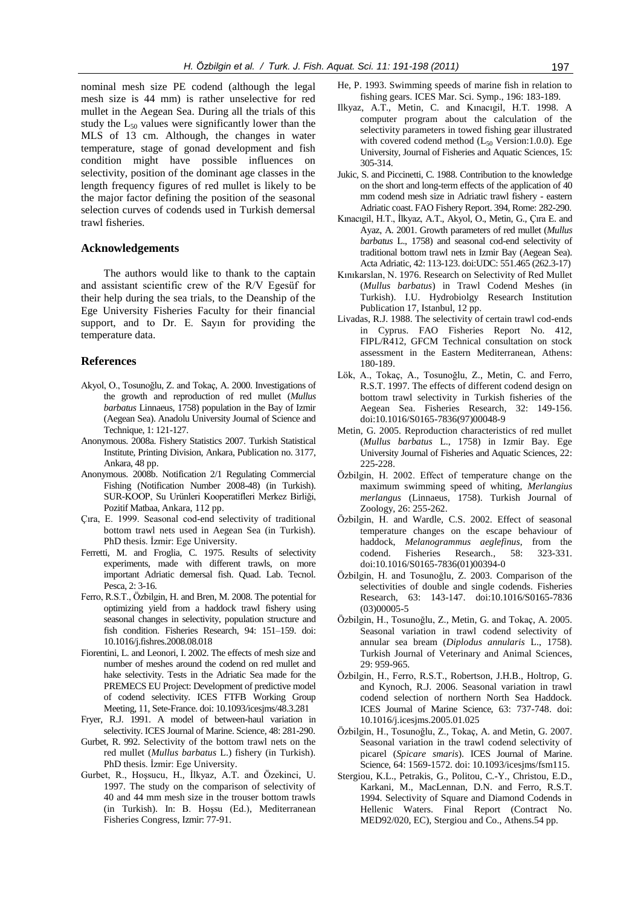nominal mesh size PE codend (although the legal mesh size is 44 mm) is rather unselective for red mullet in the Aegean Sea. During all the trials of this study the $L_{50}$ values were significantly lower than the MLS of 13 cm. Although, the changes in water temperature, stage of gonad development and fish condition might have possible influences on selectivity, position of the dominant age classes in the length frequency figures of red mullet is likely to be the major factor defining the position of the seasonal selection curves of codends used in Turkish demersal trawl fisheries.

## Acknowledgements

The authors would like to thank to the captain and assistant scientific crew of the R/V Egesüf for their help during the sea trials, to the Deanship of the Ege University Fisheries Faculty for their financial support, and to Dr. E. Sayın for providing the temperature data.

## References

Akyol, O., Tosunoğlu, Z. and Tokaç, A. 2000. Investigations of the growth and reproduction of red mullet (*Mullus barbatus* Linnaeus, 1758) population in the Bay of Izmir (Aegean Sea). Anadolu University Journal of Science and Technique, 1: 121-127.

Anonymous. 2008a. Fishery Statistics 2007. Turkish Statistical Institute, Printing Division, Ankara, Publication no. 3177, Ankara, 48 pp.

Anonymous. 2008b. Notification 2/1 Regulating Commercial Fishing (Notification Number 2008-48) (in Turkish). SUR-KOOP, Su Urünleri Kooperatifleri Merkez Birliği, Pozitif Matbaa, Ankara, 112 pp.

Çıra, E. 1999. Seasonal cod-end selectivity of traditional bottom trawl nets used in Aegean Sea (in Turkish). PhD thesis. İzmir: Ege University.

Ferretti, M. and Froglia, C. 1975. Results of selectivity experiments, made with different trawls, on more important Adriatic demersal fish. Quad. Lab. Tecnol. Pesca, 2: 3-16.

Ferro, R.S.T., Özbilgin, H. and Bren, M. 2008. The potential for optimizing yield from a haddock trawl fishery using seasonal changes in selectivity, population structure and fish condition. Fisheries Research, 94: 151–159. doi: 10.1016/j.fishres.2008.08.018

Fiorentini, L. and Leonori, I. 2002. The effects of mesh size and number of meshes around the codend on red mullet and hake selectivity. Tests in the Adriatic Sea made for the PREMECS EU Project: Development of predictive model of codend selectivity. ICES FTFB Working Group Meeting, 11, Sete-France. doi: 10.1093/icesjms/48.3.281

Fryer, R.J. 1991. A model of between-haul variation in selectivity. ICES Journal of Marine. Science, 48: 281-290.

Gurbet, R. 992. Selectivity of the bottom trawl nets on the red mullet (*Mullus barbatus* L.) fishery (in Turkish). PhD thesis. İzmir: Ege University.

Gurbet, R., Hoşsucu, H., İlkyaz, A.T. and Özekinci, U. 1997. The study on the comparison of selectivity of 40 and 44 mm mesh size in the trouser bottom trawls (in Turkish). In: B. Hoşsu (Ed.), Mediterranean Fisheries Congress, Izmir: 77-91.

He, P. 1993. Swimming speeds of marine fish in relation to fishing gears. ICES Mar. Sci. Symp., 196: 183-189.

Ilkyaz, A.T., Metin, C. and Kınacıgil, H.T. 1998. A computer program about the calculation of the selectivity parameters in towed fishing gear illustrated with covered codend method ($L_{50}$ Version:1.0.0). Ege University, Journal of Fisheries and Aquatic Sciences, 15: 305-314.

Jukic, S. and Piccinetti, C. 1988. Contribution to the knowledge on the short and long-term effects of the application of 40 mm codend mesh size in Adriatic trawl fishery - eastern Adriatic coast. FAO Fishery Report. 394, Rome: 282-290.

Kınacıgil, H.T., İlkyaz, A.T., Akyol, O., Metin, G., Çıra E. and Ayaz, A. 2001. Growth parameters of red mullet (*Mullus barbatus* L., 1758) and seasonal cod-end selectivity of traditional bottom trawl nets in Izmir Bay (Aegean Sea). Acta Adriatic, 42: 113-123. doi:UDC: 551.465 (262.3-17)

Kınıkarslan, N. 1976. Research on Selectivity of Red Mullet (*Mullus barbatus*) in Trawl Codend Meshes (in Turkish). I.U. Hydrobiolgy Research Institution Publication 17, Istanbul, 12 pp.

Livadas, R.J. 1988. The selectivity of certain trawl cod-ends in Cyprus. FAO Fisheries Report No. 412, FIPL/R412, GFCM Technical consultation on stock assessment in the Eastern Mediterranean, Athens: 180-189.

Lök, A., Tokaç, A., Tosunoğlu, Z., Metin, C. and Ferro, R.S.T. 1997. The effects of different codend design on bottom trawl selectivity in Turkish fisheries of the Aegean Sea. Fisheries Research, 32: 149-156. doi:10.1016/S0165-7836(97)00048-9

Metin, G. 2005. Reproduction characteristics of red mullet (*Mullus barbatus* L., 1758) in Izmir Bay. Ege University Journal of Fisheries and Aquatic Sciences, 22: 225-228.

Özbilgin, H. 2002. Effect of temperature change on the maximum swimming speed of whiting, *Merlangius merlangus* (Linnaeus, 1758). Turkish Journal of Zoology, 26: 255-262.

Özbilgin, H. and Wardle, C.S. 2002. Effect of seasonal temperature changes on the escape behaviour of haddock, *Melanogrammus aeglefinus*, from the codend. Fisheries Research., 58: 323-331. doi:10.1016/S0165-7836(01)00394-0

Özbilgin, H. and Tosunoğlu, Z. 2003. Comparison of the selectivities of double and single codends. Fisheries Research, 63: 143-147. doi:10.1016/S0165-7836 (03)00005-5

Özbilgin, H., Tosunoğlu, Z., Metin, G. and Tokaç, A. 2005. Seasonal variation in trawl codend selectivity of annular sea bream (*Diplodus annularis* L., 1758). Turkish Journal of Veterinary and Animal Sciences, 29: 959-965.

Özbilgin, H., Ferro, R.S.T., Robertson, J.H.B., Holtrop, G. and Kynoch, R.J. 2006. Seasonal variation in trawl codend selection of northern North Sea Haddock. ICES Journal of Marine Science, 63: 737-748. doi: 10.1016/j.icesjms.2005.01.025

Özbilgin, H., Tosunoğlu, Z., Tokaç, A. and Metin, G. 2007. Seasonal variation in the trawl codend selectivity of picarel (*Spicare smaris*). ICES Journal of Marine. Science, 64: 1569-1572. doi: 10.1093/icesjms/fsm115.

Stergiou, K.L., Petrakis, G., Politou, C.-Y., Christou, E.D., Karkani, M., MacLennan, D.N. and Ferro, R.S.T. 1994. Selectivity of Square and Diamond Codends in Hellenic Waters. Final Report (Contract No. MED92/020, EC), Stergiou and Co., Athens.54 pp.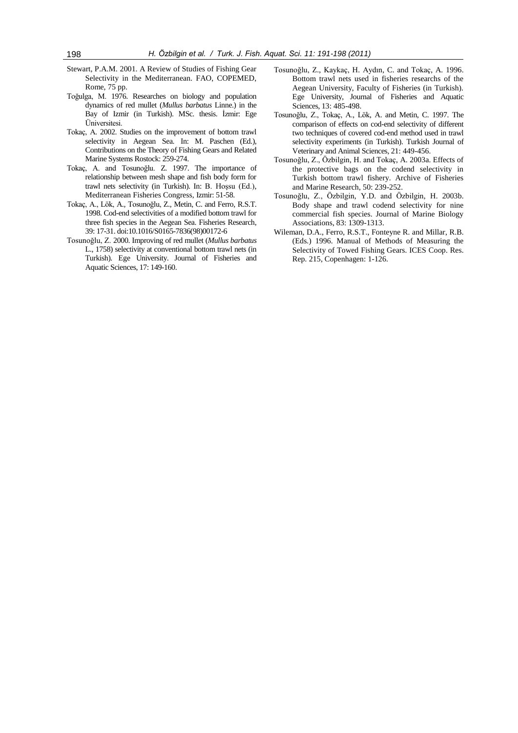Stewart, P.A.M. 2001. A Review of Studies of Fishing Gear Selectivity in the Mediterranean. FAO, COPEMED, Rome, 75 pp.

Toğulga, M. 1976. Researches on biology and population dynamics of red mullet (*Mullus barbatus* Linne.) in the Bay of Izmir (in Turkish). MSc. thesis. İzmir: Ege Üniversitesi.

Tokaç, A. 2002. Studies on the improvement of bottom trawl selectivity in Aegean Sea. In: M. Paschen (Ed.), Contributions on the Theory of Fishing Gears and Related Marine Systems Rostock: 259-274.

Tokaç, A. and Tosunoğlu. Z. 1997. The importance of relationship between mesh shape and fish body form for trawl nets selectivity (in Turkish). In: B. Hoşsu (Ed.), Mediterranean Fisheries Congress, Izmir: 51-58.

Tokaç, A., Lök, A., Tosunoğlu, Z., Metin, C. and Ferro, R.S.T. 1998. Cod-end selectivities of a modified bottom trawl for three fish species in the Aegean Sea. Fisheries Research, 39: 17-31. doi:10.1016/S0165-7836(98)00172-6

Tosunoğlu, Z. 2000. Improving of red mullet (*Mullus barbatus* L., 1758) selectivity at conventional bottom trawl nets (in Turkish). Ege University. Journal of Fisheries and Aquatic Sciences, 17: 149-160.

Tosunoğlu, Z., Kaykaç, H. Aydın, C. and Tokaç, A. 1996. Bottom trawl nets used in fisheries researchs of the Aegean University, Faculty of Fisheries (in Turkish). Ege University, Journal of Fisheries and Aquatic Sciences, 13: 485-498.

Tosunoğlu, Z., Tokaç, A., Lök, A. and Metin, C. 1997. The comparison of effects on cod-end selectivity of different two techniques of covered cod-end method used in trawl selectivity experiments (in Turkish). Turkish Journal of Veterinary and Animal Sciences, 21: 449-456.

Tosunoğlu, Z., Özbilgin, H. and Tokaç, A. 2003a. Effects of the protective bags on the codend selectivity in Turkish bottom trawl fishery. Archive of Fisheries and Marine Research, 50: 239-252.

Tosunoğlu, Z., Özbilgin, Y.D. and Özbilgin, H. 2003b. Body shape and trawl codend selectivity for nine commercial fish species. Journal of Marine Biology Associations, 83: 1309-1313.

Wileman, D.A., Ferro, R.S.T., Fonteyne R. and Millar, R.B. (Eds.) 1996. Manual of Methods of Measuring the Selectivity of Towed Fishing Gears. ICES Coop. Res. Rep. 215, Copenhagen: 1-126.